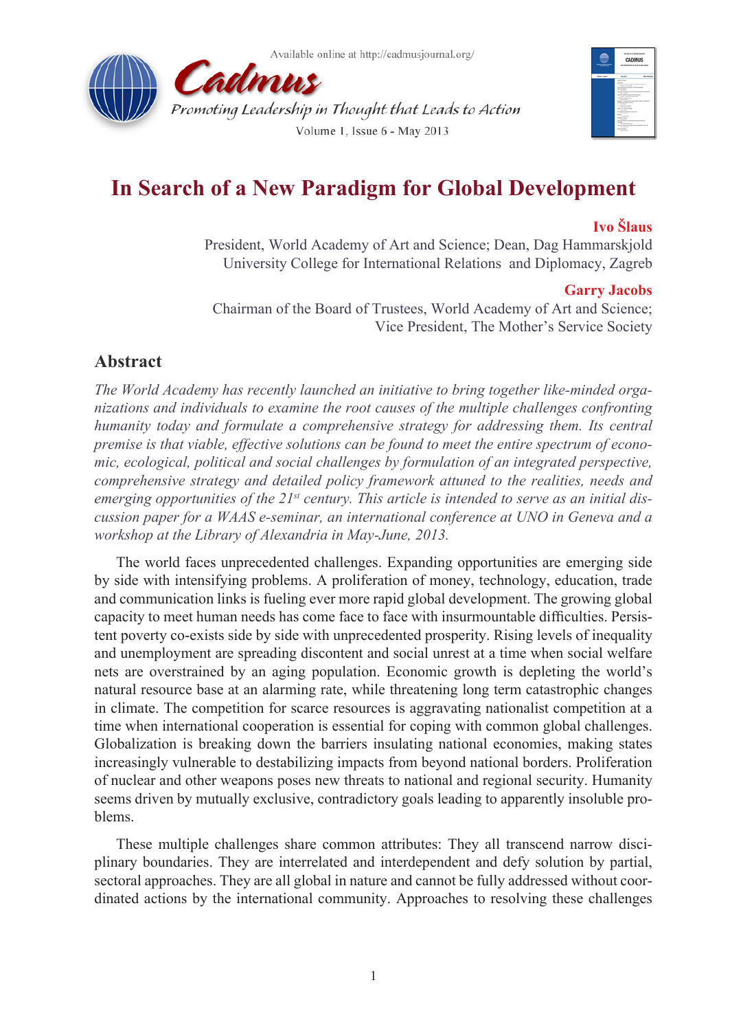# In Search of a New Paradigm for Global Development

**Ivo Šlaus**
President, World Academy of Art and Science; Dean, Dag Hammarskjold University College for International Relations and Diplomacy, Zagreb

**Garry Jacobs**
Chairman of the Board of Trustees, World Academy of Art and Science; Vice President, The Mother's Service Society

## Abstract

*The World Academy has recently launched an initiative to bring together like-minded organizations and individuals to examine the root causes of the multiple challenges confronting humanity today and formulate a comprehensive strategy for addressing them. Its central premise is that viable, effective solutions can be found to meet the entire spectrum of economic, ecological, political and social challenges by formulation of an integrated perspective, comprehensive strategy and detailed policy framework attuned to the realities, needs and emerging opportunities of the 21st century. This article is intended to serve as an initial discussion paper for a WAAS e-seminar, an international conference at UNO in Geneva and a workshop at the Library of Alexandria in May-June, 2013.*

The world faces unprecedented challenges. Expanding opportunities are emerging side by side with intensifying problems. A proliferation of money, technology, education, trade and communication links is fueling ever more rapid global development. The growing global capacity to meet human needs has come face to face with insurmountable difficulties. Persistent poverty co-exists side by side with unprecedented prosperity. Rising levels of inequality and unemployment are spreading discontent and social unrest at a time when social welfare nets are overstrained by an aging population. Economic growth is depleting the world's natural resource base at an alarming rate, while threatening long term catastrophic changes in climate. The competition for scarce resources is aggravating nationalist competition at a time when international cooperation is essential for coping with common global challenges. Globalization is breaking down the barriers insulating national economies, making states increasingly vulnerable to destabilizing impacts from beyond national borders. Proliferation of nuclear and other weapons poses new threats to national and regional security. Humanity seems driven by mutually exclusive, contradictory goals leading to apparently insoluble problems.

These multiple challenges share common attributes: They all transcend narrow disciplinary boundaries. They are interrelated and interdependent and defy solution by partial, sectoral approaches. They are all global in nature and cannot be fully addressed without coordinated actions by the international community. Approaches to resolving these challenges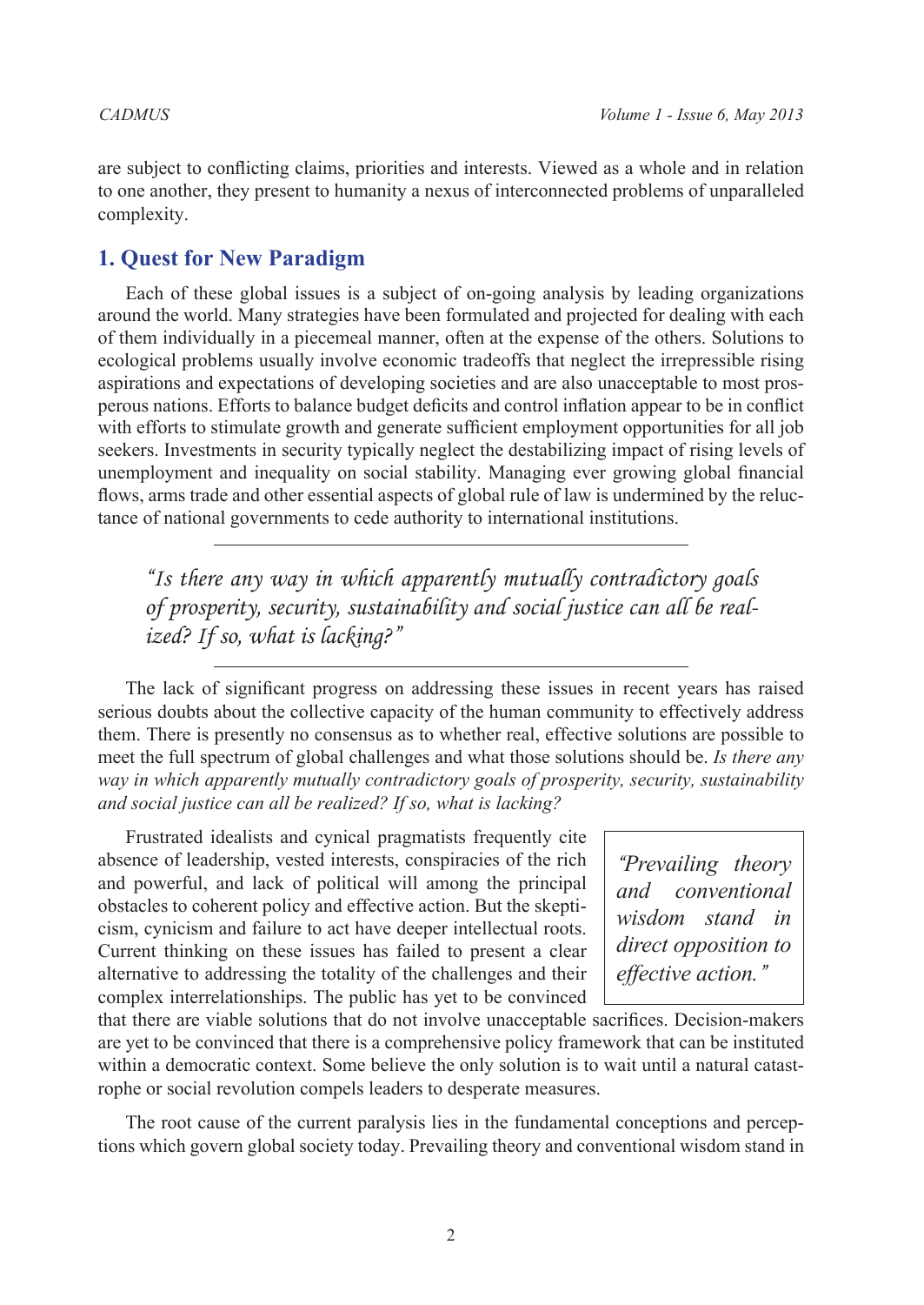are subject to conflicting claims, priorities and interests. Viewed as a whole and in relation to one another, they present to humanity a nexus of interconnected problems of unparalleled complexity.

## 1. Quest for New Paradigm

Each of these global issues is a subject of on-going analysis by leading organizations around the world. Many strategies have been formulated and projected for dealing with each of them individually in a piecemeal manner, often at the expense of the others. Solutions to ecological problems usually involve economic tradeoffs that neglect the irrepressible rising aspirations and expectations of developing societies and are also unacceptable to most prosperous nations. Efforts to balance budget deficits and control inflation appear to be in conflict with efforts to stimulate growth and generate sufficient employment opportunities for all job seekers. Investments in security typically neglect the destabilizing impact of rising levels of unemployment and inequality on social stability. Managing ever growing global financial flows, arms trade and other essential aspects of global rule of law is undermined by the reluctance of national governments to cede authority to international institutions.

> *"Is there any way in which apparently mutually contradictory goals of prosperity, security, sustainability and social justice can all be realized? If so, what is lacking?"*

The lack of significant progress on addressing these issues in recent years has raised serious doubts about the collective capacity of the human community to effectively address them. There is presently no consensus as to whether real, effective solutions are possible to meet the full spectrum of global challenges and what those solutions should be. *Is there any way in which apparently mutually contradictory goals of prosperity, security, sustainability and social justice can all be realized? If so, what is lacking?*

> *"Prevailing theory and conventional wisdom stand in direct opposition to effective action."*

Frustrated idealists and cynical pragmatists frequently cite absence of leadership, vested interests, conspiracies of the rich and powerful, and lack of political will among the principal obstacles to coherent policy and effective action. But the skepticism, cynicism and failure to act have deeper intellectual roots. Current thinking on these issues has failed to present a clear alternative to addressing the totality of the challenges and their complex interrelationships. The public has yet to be convinced that there are viable solutions that do not involve unacceptable sacrifices. Decision-makers are yet to be convinced that there is a comprehensive policy framework that can be instituted within a democratic context. Some believe the only solution is to wait until a natural catastrophe or social revolution compels leaders to desperate measures.

The root cause of the current paralysis lies in the fundamental conceptions and perceptions which govern global society today. Prevailing theory and conventional wisdom stand in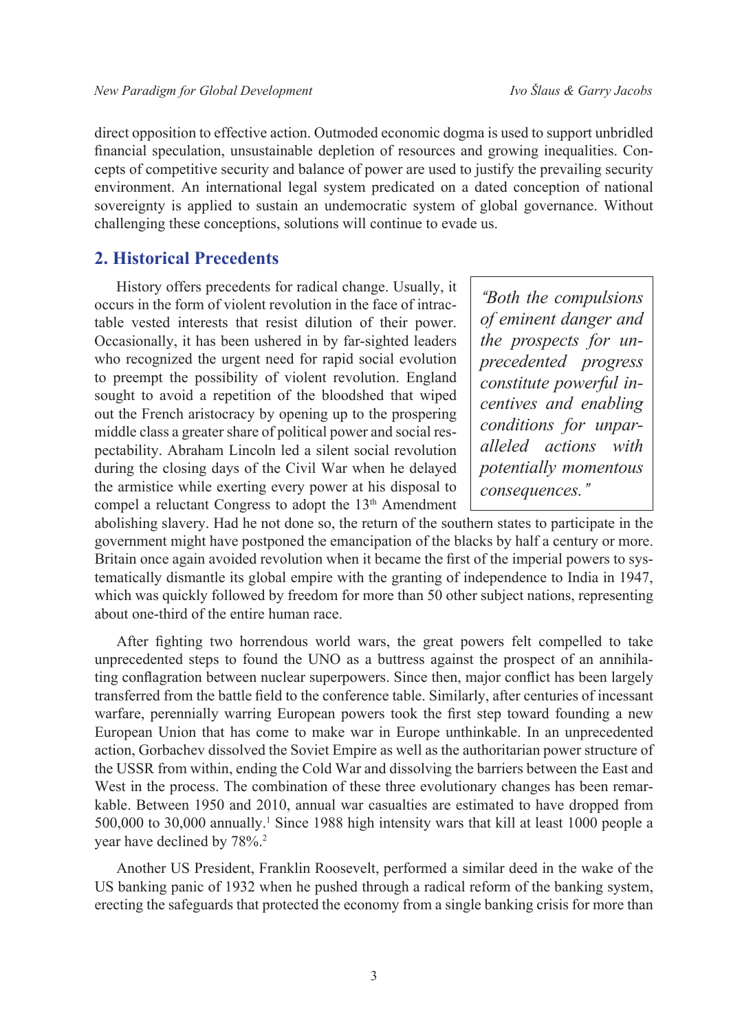direct opposition to effective action. Outmoded economic dogma is used to support unbridled financial speculation, unsustainable depletion of resources and growing inequalities. Concepts of competitive security and balance of power are used to justify the prevailing security environment. An international legal system predicated on a dated conception of national sovereignty is applied to sustain an undemocratic system of global governance. Without challenging these conceptions, solutions will continue to evade us.

## 2. Historical Precedents

History offers precedents for radical change. Usually, it occurs in the form of violent revolution in the face of intractable vested interests that resist dilution of their power. Occasionally, it has been ushered in by far-sighted leaders who recognized the urgent need for rapid social evolution to preempt the possibility of violent revolution. England sought to avoid a repetition of the bloodshed that wiped out the French aristocracy by opening up to the prospering middle class a greater share of political power and social respectability. Abraham Lincoln led a silent social revolution during the closing days of the Civil War when he delayed the armistice while exerting every power at his disposal to compel a reluctant Congress to adopt the 13th Amendment abolishing slavery. Had he not done so, the return of the southern states to participate in the government might have postponed the emancipation of the blacks by half a century or more. Britain once again avoided revolution when it became the first of the imperial powers to systematically dismantle its global empire with the granting of independence to India in 1947, which was quickly followed by freedom for more than 50 other subject nations, representing about one-third of the entire human race.

> *"Both the compulsions of eminent danger and the prospects for unprecedented progress constitute powerful incentives and enabling conditions for unparalleled actions with potentially momentous consequences."*

After fighting two horrendous world wars, the great powers felt compelled to take unprecedented steps to found the UNO as a buttress against the prospect of an annihilating conflagration between nuclear superpowers. Since then, major conflict has been largely transferred from the battle field to the conference table. Similarly, after centuries of incessant warfare, perennially warring European powers took the first step toward founding a new European Union that has come to make war in Europe unthinkable. In an unprecedented action, Gorbachev dissolved the Soviet Empire as well as the authoritarian power structure of the USSR from within, ending the Cold War and dissolving the barriers between the East and West in the process. The combination of these three evolutionary changes has been remarkable. Between 1950 and 2010, annual war casualties are estimated to have dropped from 500,000 to 30,000 annually.[1] Since 1988 high intensity wars that kill at least 1000 people a year have declined by 78%.[2]

Another US President, Franklin Roosevelt, performed a similar deed in the wake of the US banking panic of 1932 when he pushed through a radical reform of the banking system, erecting the safeguards that protected the economy from a single banking crisis for more than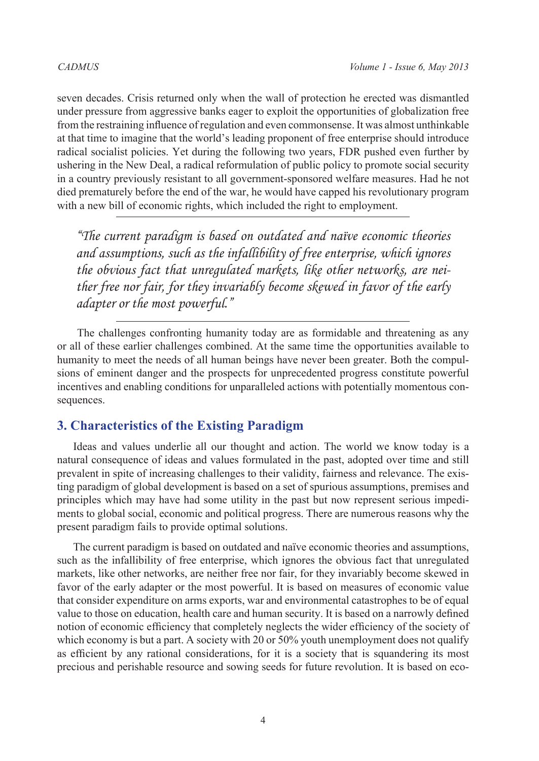seven decades. Crisis returned only when the wall of protection he erected was dismantled under pressure from aggressive banks eager to exploit the opportunities of globalization free from the restraining influence of regulation and even commonsense. It was almost unthinkable at that time to imagine that the world's leading proponent of free enterprise should introduce radical socialist policies. Yet during the following two years, FDR pushed even further by ushering in the New Deal, a radical reformulation of public policy to promote social security in a country previously resistant to all government-sponsored welfare measures. Had he not died prematurely before the end of the war, he would have capped his revolutionary program with a new bill of economic rights, which included the right to employment.

> *"The current paradigm is based on outdated and naïve economic theories and assumptions, such as the infallibility of free enterprise, which ignores the obvious fact that unregulated markets, like other networks, are neither free nor fair, for they invariably become skewed in favor of the early adapter or the most powerful."*

The challenges confronting humanity today are as formidable and threatening as any or all of these earlier challenges combined. At the same time the opportunities available to humanity to meet the needs of all human beings have never been greater. Both the compulsions of eminent danger and the prospects for unprecedented progress constitute powerful incentives and enabling conditions for unparalleled actions with potentially momentous consequences.

## 3. Characteristics of the Existing Paradigm

Ideas and values underlie all our thought and action. The world we know today is a natural consequence of ideas and values formulated in the past, adopted over time and still prevalent in spite of increasing challenges to their validity, fairness and relevance. The existing paradigm of global development is based on a set of spurious assumptions, premises and principles which may have had some utility in the past but now represent serious impediments to global social, economic and political progress. There are numerous reasons why the present paradigm fails to provide optimal solutions.

The current paradigm is based on outdated and naïve economic theories and assumptions, such as the infallibility of free enterprise, which ignores the obvious fact that unregulated markets, like other networks, are neither free nor fair, for they invariably become skewed in favor of the early adapter or the most powerful. It is based on measures of economic value that consider expenditure on arms exports, war and environmental catastrophes to be of equal value to those on education, health care and human security. It is based on a narrowly defined notion of economic efficiency that completely neglects the wider efficiency of the society of which economy is but a part. A society with 20 or 50% youth unemployment does not qualify as efficient by any rational considerations, for it is a society that is squandering its most precious and perishable resource and sowing seeds for future revolution. It is based on eco-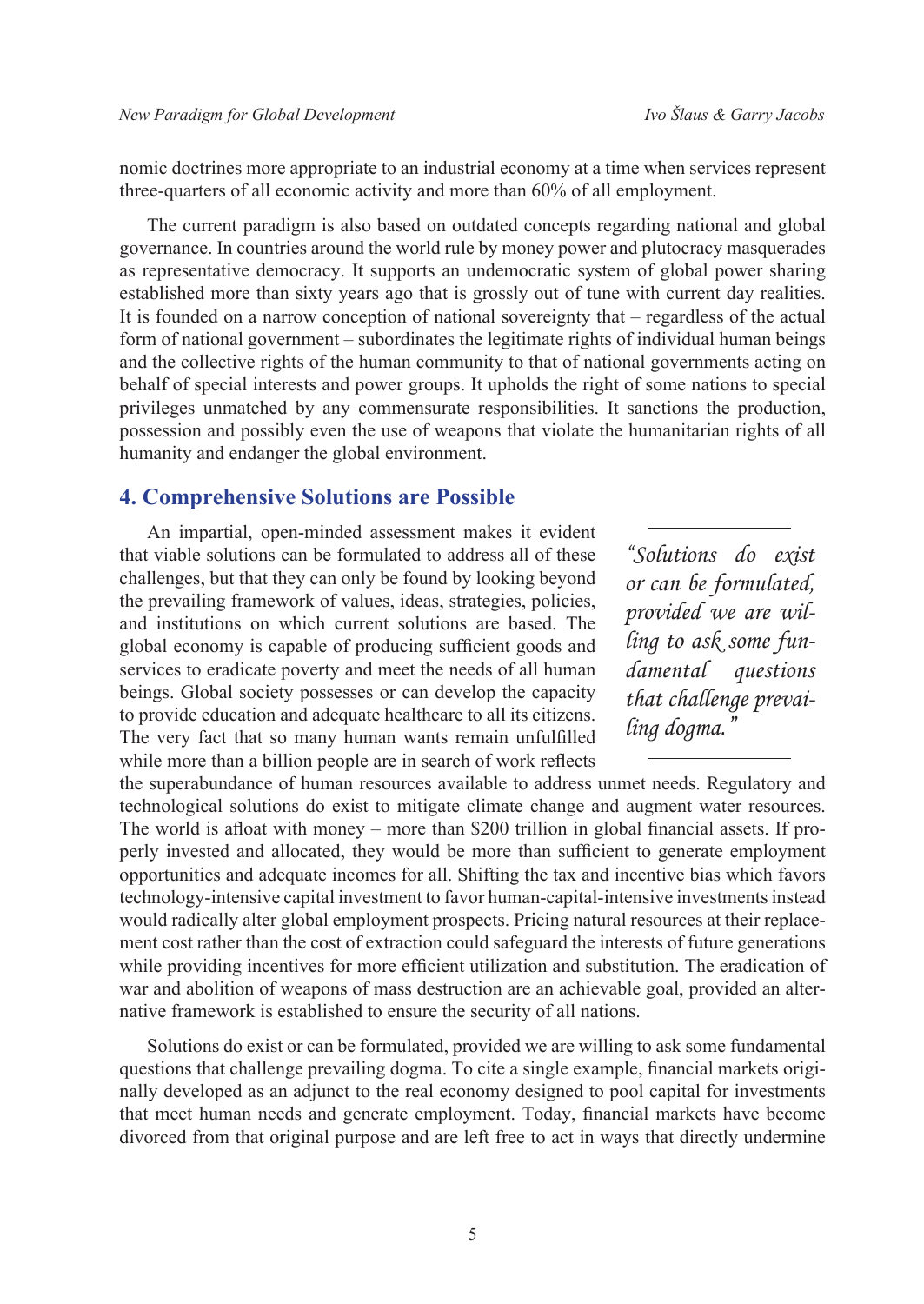nomic doctrines more appropriate to an industrial economy at a time when services represent three-quarters of all economic activity and more than 60% of all employment.

The current paradigm is also based on outdated concepts regarding national and global governance. In countries around the world rule by money power and plutocracy masquerades as representative democracy. It supports an undemocratic system of global power sharing established more than sixty years ago that is grossly out of tune with current day realities. It is founded on a narrow conception of national sovereignty that – regardless of the actual form of national government – subordinates the legitimate rights of individual human beings and the collective rights of the human community to that of national governments acting on behalf of special interests and power groups. It upholds the right of some nations to special privileges unmatched by any commensurate responsibilities. It sanctions the production, possession and possibly even the use of weapons that violate the humanitarian rights of all humanity and endanger the global environment.

## 4. Comprehensive Solutions are Possible

An impartial, open-minded assessment makes it evident that viable solutions can be formulated to address all of these challenges, but that they can only be found by looking beyond the prevailing framework of values, ideas, strategies, policies, and institutions on which current solutions are based. The global economy is capable of producing sufficient goods and services to eradicate poverty and meet the needs of all human beings. Global society possesses or can develop the capacity to provide education and adequate healthcare to all its citizens. The very fact that so many human wants remain unfulfilled while more than a billion people are in search of work reflects the superabundance of human resources available to address unmet needs. Regulatory and technological solutions do exist to mitigate climate change and augment water resources. The world is afloat with money – more than \$200 trillion in global financial assets. If properly invested and allocated, they would be more than sufficient to generate employment opportunities and adequate incomes for all. Shifting the tax and incentive bias which favors technology-intensive capital investment to favor human-capital-intensive investments instead would radically alter global employment prospects. Pricing natural resources at their replacement cost rather than the cost of extraction could safeguard the interests of future generations while providing incentives for more efficient utilization and substitution. The eradication of war and abolition of weapons of mass destruction are an achievable goal, provided an alternative framework is established to ensure the security of all nations.

> *"Solutions do exist or can be formulated, provided we are willing to ask some fundamental questions that challenge prevailing dogma."*

Solutions do exist or can be formulated, provided we are willing to ask some fundamental questions that challenge prevailing dogma. To cite a single example, financial markets originally developed as an adjunct to the real economy designed to pool capital for investments that meet human needs and generate employment. Today, financial markets have become divorced from that original purpose and are left free to act in ways that directly undermine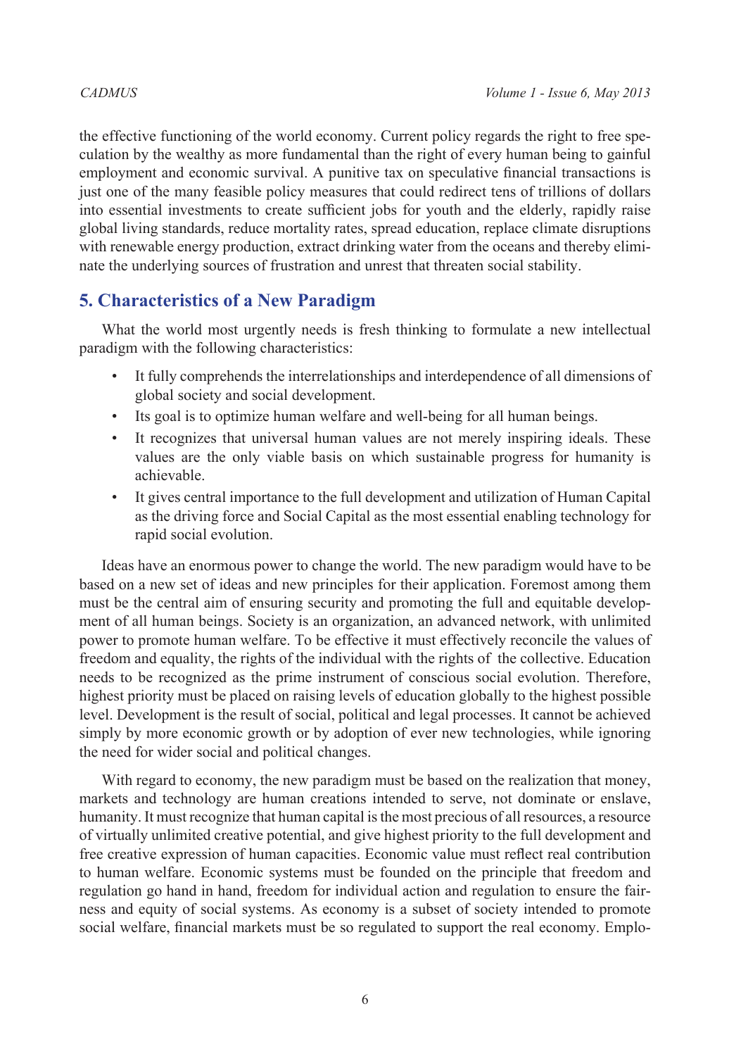the effective functioning of the world economy. Current policy regards the right to free speculation by the wealthy as more fundamental than the right of every human being to gainful employment and economic survival. A punitive tax on speculative financial transactions is just one of the many feasible policy measures that could redirect tens of trillions of dollars into essential investments to create sufficient jobs for youth and the elderly, rapidly raise global living standards, reduce mortality rates, spread education, replace climate disruptions with renewable energy production, extract drinking water from the oceans and thereby eliminate the underlying sources of frustration and unrest that threaten social stability.

## 5. Characteristics of a New Paradigm

What the world most urgently needs is fresh thinking to formulate a new intellectual paradigm with the following characteristics:

- It fully comprehends the interrelationships and interdependence of all dimensions of global society and social development.
- Its goal is to optimize human welfare and well-being for all human beings.
- It recognizes that universal human values are not merely inspiring ideals. These values are the only viable basis on which sustainable progress for humanity is achievable.
- It gives central importance to the full development and utilization of Human Capital as the driving force and Social Capital as the most essential enabling technology for rapid social evolution.

Ideas have an enormous power to change the world. The new paradigm would have to be based on a new set of ideas and new principles for their application. Foremost among them must be the central aim of ensuring security and promoting the full and equitable development of all human beings. Society is an organization, an advanced network, with unlimited power to promote human welfare. To be effective it must effectively reconcile the values of freedom and equality, the rights of the individual with the rights of the collective. Education needs to be recognized as the prime instrument of conscious social evolution. Therefore, highest priority must be placed on raising levels of education globally to the highest possible level. Development is the result of social, political and legal processes. It cannot be achieved simply by more economic growth or by adoption of ever new technologies, while ignoring the need for wider social and political changes.

With regard to economy, the new paradigm must be based on the realization that money, markets and technology are human creations intended to serve, not dominate or enslave, humanity. It must recognize that human capital is the most precious of all resources, a resource of virtually unlimited creative potential, and give highest priority to the full development and free creative expression of human capacities. Economic value must reflect real contribution to human welfare. Economic systems must be founded on the principle that freedom and regulation go hand in hand, freedom for individual action and regulation to ensure the fairness and equity of social systems. As economy is a subset of society intended to promote social welfare, financial markets must be so regulated to support the real economy. Emplo-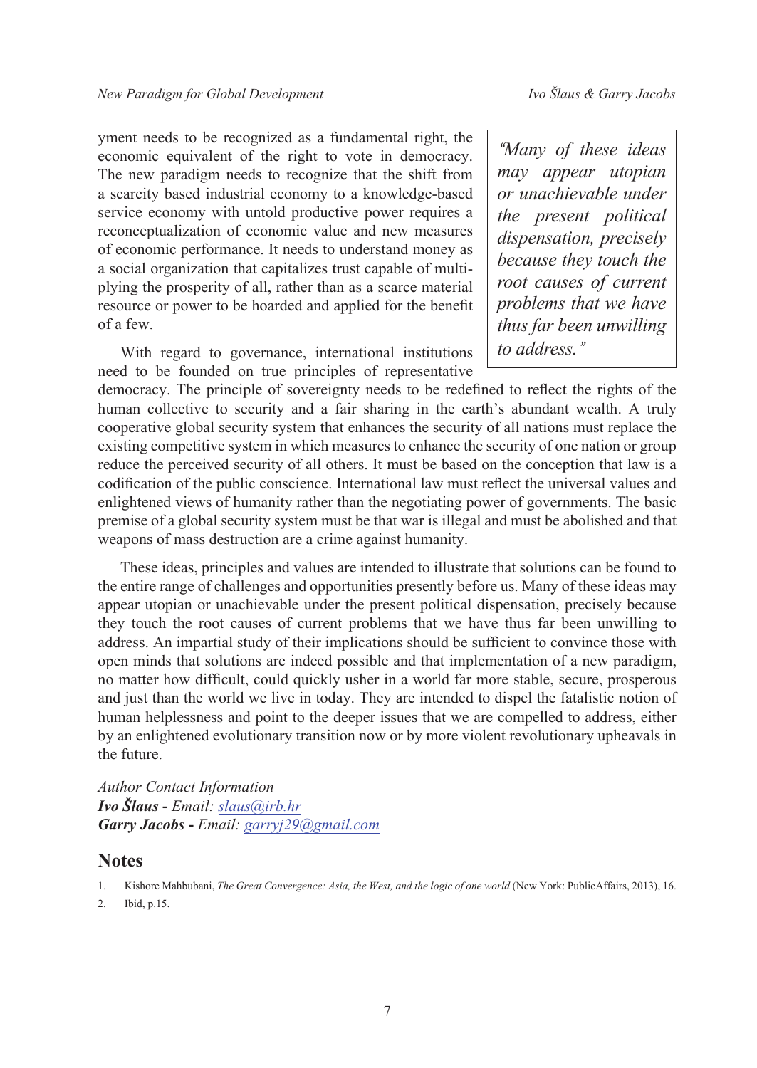yment needs to be recognized as a fundamental right, the economic equivalent of the right to vote in democracy. The new paradigm needs to recognize that the shift from a scarcity based industrial economy to a knowledge-based service economy with untold productive power requires a reconceptualization of economic value and new measures of economic performance. It needs to understand money as a social organization that capitalizes trust capable of multiplying the prosperity of all, rather than as a scarce material resource or power to be hoarded and applied for the benefit of a few.

> *"Many of these ideas may appear utopian or unachievable under the present political dispensation, precisely because they touch the root causes of current problems that we have thus far been unwilling to address."*

With regard to governance, international institutions need to be founded on true principles of representative democracy. The principle of sovereignty needs to be redefined to reflect the rights of the human collective to security and a fair sharing in the earth's abundant wealth. A truly cooperative global security system that enhances the security of all nations must replace the existing competitive system in which measures to enhance the security of one nation or group reduce the perceived security of all others. It must be based on the conception that law is a codification of the public conscience. International law must reflect the universal values and enlightened views of humanity rather than the negotiating power of governments. The basic premise of a global security system must be that war is illegal and must be abolished and that weapons of mass destruction are a crime against humanity.

These ideas, principles and values are intended to illustrate that solutions can be found to the entire range of challenges and opportunities presently before us. Many of these ideas may appear utopian or unachievable under the present political dispensation, precisely because they touch the root causes of current problems that we have thus far been unwilling to address. An impartial study of their implications should be sufficient to convince those with open minds that solutions are indeed possible and that implementation of a new paradigm, no matter how difficult, could quickly usher in a world far more stable, secure, prosperous and just than the world we live in today. They are intended to dispel the fatalistic notion of human helplessness and point to the deeper issues that we are compelled to address, either by an enlightened evolutionary transition now or by more violent revolutionary upheavals in the future.

*Author Contact Information*
***Ivo Šlaus** - Email: slaus@irb.hr*
***Garry Jacobs** - Email: garryj29@gmail.com*

## Notes

1. Kishore Mahbubani, *The Great Convergence: Asia, the West, and the logic of one world* (New York: PublicAffairs, 2013), 16.
2. Ibid, p.15.